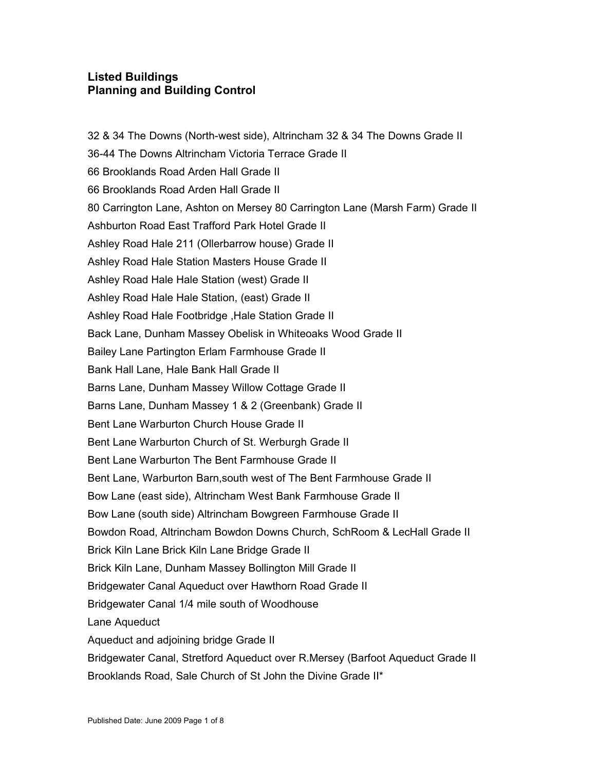# Listed Buildings
# Planning and Building Control

32 & 34 The Downs (North-west side), Altrincham 32 & 34 The Downs Grade II

36-44 The Downs Altrincham Victoria Terrace Grade II

66 Brooklands Road Arden Hall Grade II

66 Brooklands Road Arden Hall Grade II

80 Carrington Lane, Ashton on Mersey 80 Carrington Lane (Marsh Farm) Grade II

Ashburton Road East Trafford Park Hotel Grade II

Ashley Road Hale 211 (Ollerbarrow house) Grade II

Ashley Road Hale Station Masters House Grade II

Ashley Road Hale Hale Station (west) Grade II

Ashley Road Hale Hale Station, (east) Grade II

Ashley Road Hale Footbridge ,Hale Station Grade II

Back Lane, Dunham Massey Obelisk in Whiteoaks Wood Grade II

Bailey Lane Partington Erlam Farmhouse Grade II

Bank Hall Lane, Hale Bank Hall Grade II

Barns Lane, Dunham Massey Willow Cottage Grade II

Barns Lane, Dunham Massey 1 & 2 (Greenbank) Grade II

Bent Lane Warburton Church House Grade II

Bent Lane Warburton Church of St. Werburgh Grade II

Bent Lane Warburton The Bent Farmhouse Grade II

Bent Lane, Warburton Barn,south west of The Bent Farmhouse Grade II

Bow Lane (east side), Altrincham West Bank Farmhouse Grade II

Bow Lane (south side) Altrincham Bowgreen Farmhouse Grade II

Bowdon Road, Altrincham Bowdon Downs Church, SchRoom & LecHall Grade II

Brick Kiln Lane Brick Kiln Lane Bridge Grade II

Brick Kiln Lane, Dunham Massey Bollington Mill Grade II

Bridgewater Canal Aqueduct over Hawthorn Road Grade II

Bridgewater Canal 1/4 mile south of Woodhouse

Lane Aqueduct

Aqueduct and adjoining bridge Grade II

Bridgewater Canal, Stretford Aqueduct over R.Mersey (Barfoot Aqueduct Grade II

Brooklands Road, Sale Church of St John the Divine Grade II*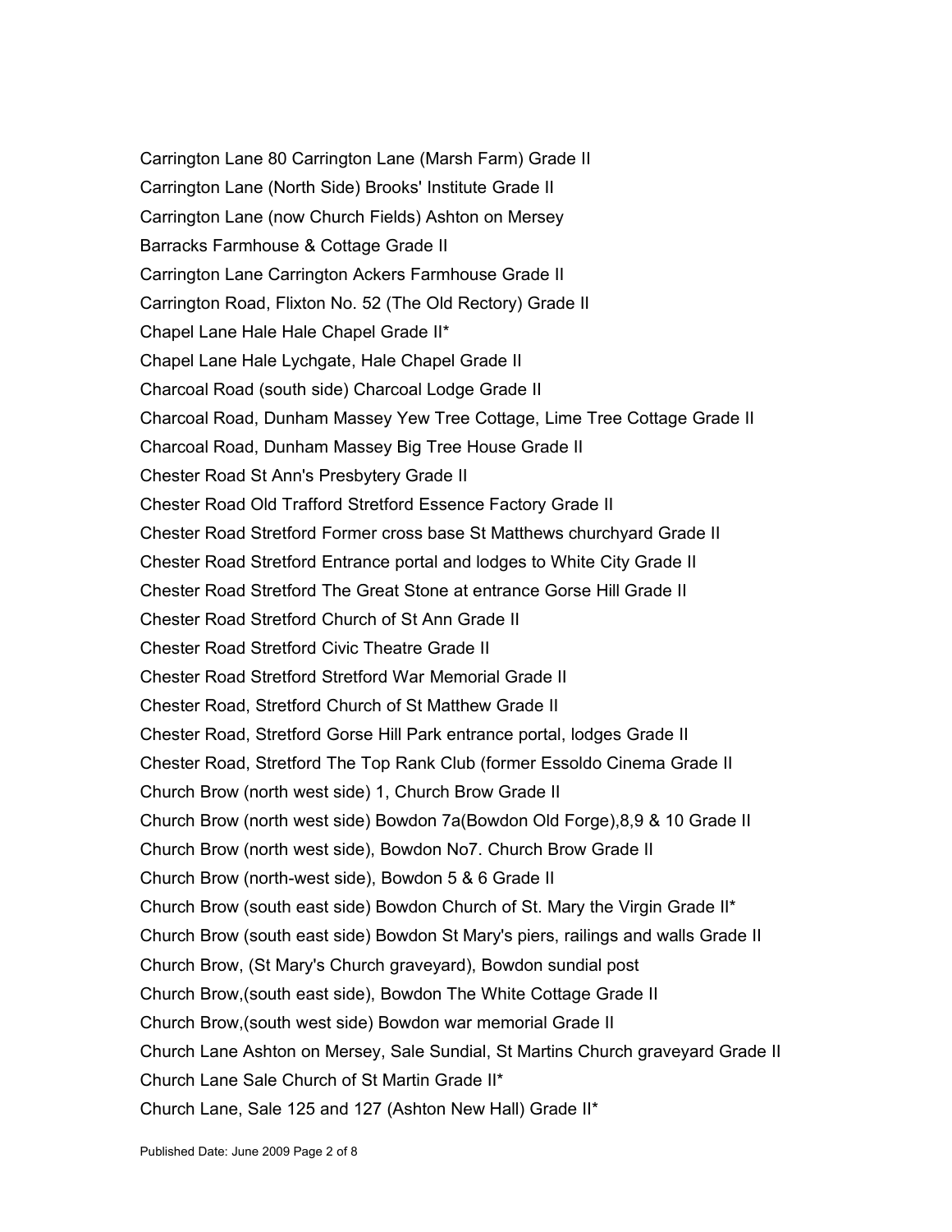Carrington Lane 80 Carrington Lane (Marsh Farm) Grade II

Carrington Lane (North Side) Brooks' Institute Grade II

Carrington Lane (now Church Fields) Ashton on Mersey

Barracks Farmhouse & Cottage Grade II

Carrington Lane Carrington Ackers Farmhouse Grade II

Carrington Road, Flixton No. 52 (The Old Rectory) Grade II

Chapel Lane Hale Hale Chapel Grade II*

Chapel Lane Hale Lychgate, Hale Chapel Grade II

Charcoal Road (south side) Charcoal Lodge Grade II

Charcoal Road, Dunham Massey Yew Tree Cottage, Lime Tree Cottage Grade II

Charcoal Road, Dunham Massey Big Tree House Grade II

Chester Road St Ann's Presbytery Grade II

Chester Road Old Trafford Stretford Essence Factory Grade II

Chester Road Stretford Former cross base St Matthews churchyard Grade II

Chester Road Stretford Entrance portal and lodges to White City Grade II

Chester Road Stretford The Great Stone at entrance Gorse Hill Grade II

Chester Road Stretford Church of St Ann Grade II

Chester Road Stretford Civic Theatre Grade II

Chester Road Stretford Stretford War Memorial Grade II

Chester Road, Stretford Church of St Matthew Grade II

Chester Road, Stretford Gorse Hill Park entrance portal, lodges Grade II

Chester Road, Stretford The Top Rank Club (former Essoldo Cinema Grade II

Church Brow (north west side) 1, Church Brow Grade II

Church Brow (north west side) Bowdon 7a(Bowdon Old Forge),8,9 & 10 Grade II

Church Brow (north west side), Bowdon No7. Church Brow Grade II

Church Brow (north-west side), Bowdon 5 & 6 Grade II

Church Brow (south east side) Bowdon Church of St. Mary the Virgin Grade II*

Church Brow (south east side) Bowdon St Mary's piers, railings and walls Grade II

Church Brow, (St Mary's Church graveyard), Bowdon sundial post

Church Brow,(south east side), Bowdon The White Cottage Grade II

Church Brow,(south west side) Bowdon war memorial Grade II

Church Lane Ashton on Mersey, Sale Sundial, St Martins Church graveyard Grade II

Church Lane Sale Church of St Martin Grade II*

Church Lane, Sale 125 and 127 (Ashton New Hall) Grade II*

Published Date: June 2009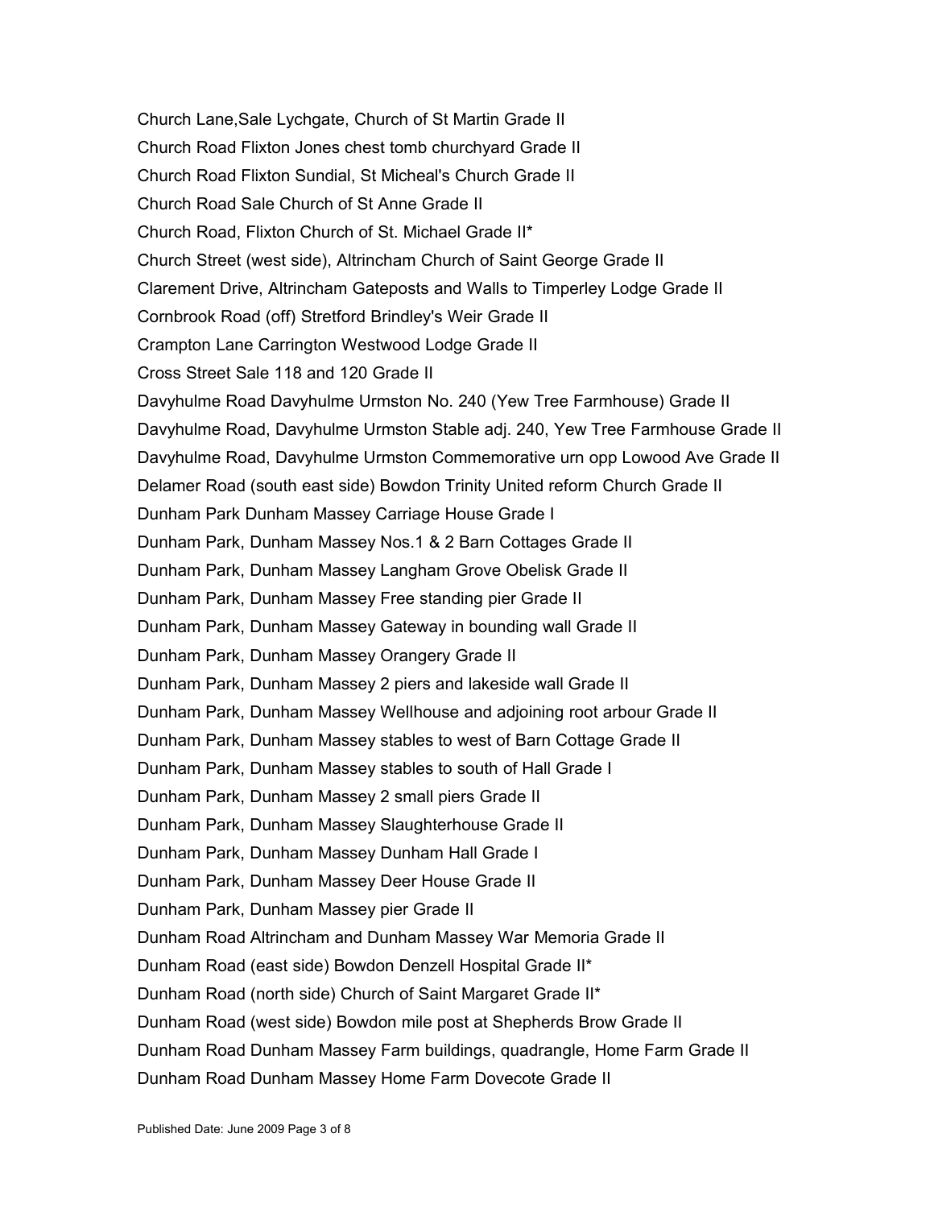Church Lane,Sale Lychgate, Church of St Martin Grade II

Church Road Flixton Jones chest tomb churchyard Grade II

Church Road Flixton Sundial, St Micheal's Church Grade II

Church Road Sale Church of St Anne Grade II

Church Road, Flixton Church of St. Michael Grade II*

Church Street (west side), Altrincham Church of Saint George Grade II

Clarement Drive, Altrincham Gateposts and Walls to Timperley Lodge Grade II

Cornbrook Road (off) Stretford Brindley's Weir Grade II

Crampton Lane Carrington Westwood Lodge Grade II

Cross Street Sale 118 and 120 Grade II

Davyhulme Road Davyhulme Urmston No. 240 (Yew Tree Farmhouse) Grade II

Davyhulme Road, Davyhulme Urmston Stable adj. 240, Yew Tree Farmhouse Grade II

Davyhulme Road, Davyhulme Urmston Commemorative urn opp Lowood Ave Grade II

Delamer Road (south east side) Bowdon Trinity United reform Church Grade II

Dunham Park Dunham Massey Carriage House Grade I

Dunham Park, Dunham Massey Nos.1 & 2 Barn Cottages Grade II

Dunham Park, Dunham Massey Langham Grove Obelisk Grade II

Dunham Park, Dunham Massey Free standing pier Grade II

Dunham Park, Dunham Massey Gateway in bounding wall Grade II

Dunham Park, Dunham Massey Orangery Grade II

Dunham Park, Dunham Massey 2 piers and lakeside wall Grade II

Dunham Park, Dunham Massey Wellhouse and adjoining root arbour Grade II

Dunham Park, Dunham Massey stables to west of Barn Cottage Grade II

Dunham Park, Dunham Massey stables to south of Hall Grade I

Dunham Park, Dunham Massey 2 small piers Grade II

Dunham Park, Dunham Massey Slaughterhouse Grade II

Dunham Park, Dunham Massey Dunham Hall Grade I

Dunham Park, Dunham Massey Deer House Grade II

Dunham Park, Dunham Massey pier Grade II

Dunham Road Altrincham and Dunham Massey War Memoria Grade II

Dunham Road (east side) Bowdon Denzell Hospital Grade II*

Dunham Road (north side) Church of Saint Margaret Grade II*

Dunham Road (west side) Bowdon mile post at Shepherds Brow Grade II

Dunham Road Dunham Massey Farm buildings, quadrangle, Home Farm Grade II

Dunham Road Dunham Massey Home Farm Dovecote Grade II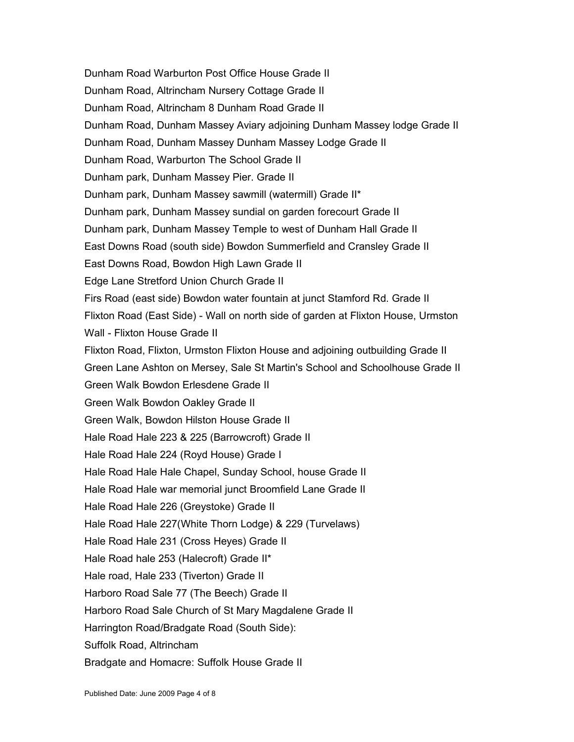Dunham Road Warburton Post Office House Grade II

Dunham Road, Altrincham Nursery Cottage Grade II

Dunham Road, Altrincham 8 Dunham Road Grade II

Dunham Road, Dunham Massey Aviary adjoining Dunham Massey lodge Grade II

Dunham Road, Dunham Massey Dunham Massey Lodge Grade II

Dunham Road, Warburton The School Grade II

Dunham park, Dunham Massey Pier. Grade II

Dunham park, Dunham Massey sawmill (watermill) Grade II*

Dunham park, Dunham Massey sundial on garden forecourt Grade II

Dunham park, Dunham Massey Temple to west of Dunham Hall Grade II

East Downs Road (south side) Bowdon Summerfield and Cransley Grade II

East Downs Road, Bowdon High Lawn Grade II

Edge Lane Stretford Union Church Grade II

Firs Road (east side) Bowdon water fountain at junct Stamford Rd. Grade II

Flixton Road (East Side) - Wall on north side of garden at Flixton House, Urmston Wall - Flixton House Grade II

Flixton Road, Flixton, Urmston Flixton House and adjoining outbuilding Grade II

Green Lane Ashton on Mersey, Sale St Martin's School and Schoolhouse Grade II

Green Walk Bowdon Erlesdene Grade II

Green Walk Bowdon Oakley Grade II

Green Walk, Bowdon Hilston House Grade II

Hale Road Hale 223 & 225 (Barrowcroft) Grade II

Hale Road Hale 224 (Royd House) Grade I

Hale Road Hale Hale Chapel, Sunday School, house Grade II

Hale Road Hale war memorial junct Broomfield Lane Grade II

Hale Road Hale 226 (Greystoke) Grade II

Hale Road Hale 227(White Thorn Lodge) & 229 (Turvelaws)

Hale Road Hale 231 (Cross Heyes) Grade II

Hale Road hale 253 (Halecroft) Grade II*

Hale road, Hale 233 (Tiverton) Grade II

Harboro Road Sale 77 (The Beech) Grade II

Harboro Road Sale Church of St Mary Magdalene Grade II

Harrington Road/Bradgate Road (South Side):

Suffolk Road, Altrincham

Bradgate and Homacre: Suffolk House Grade II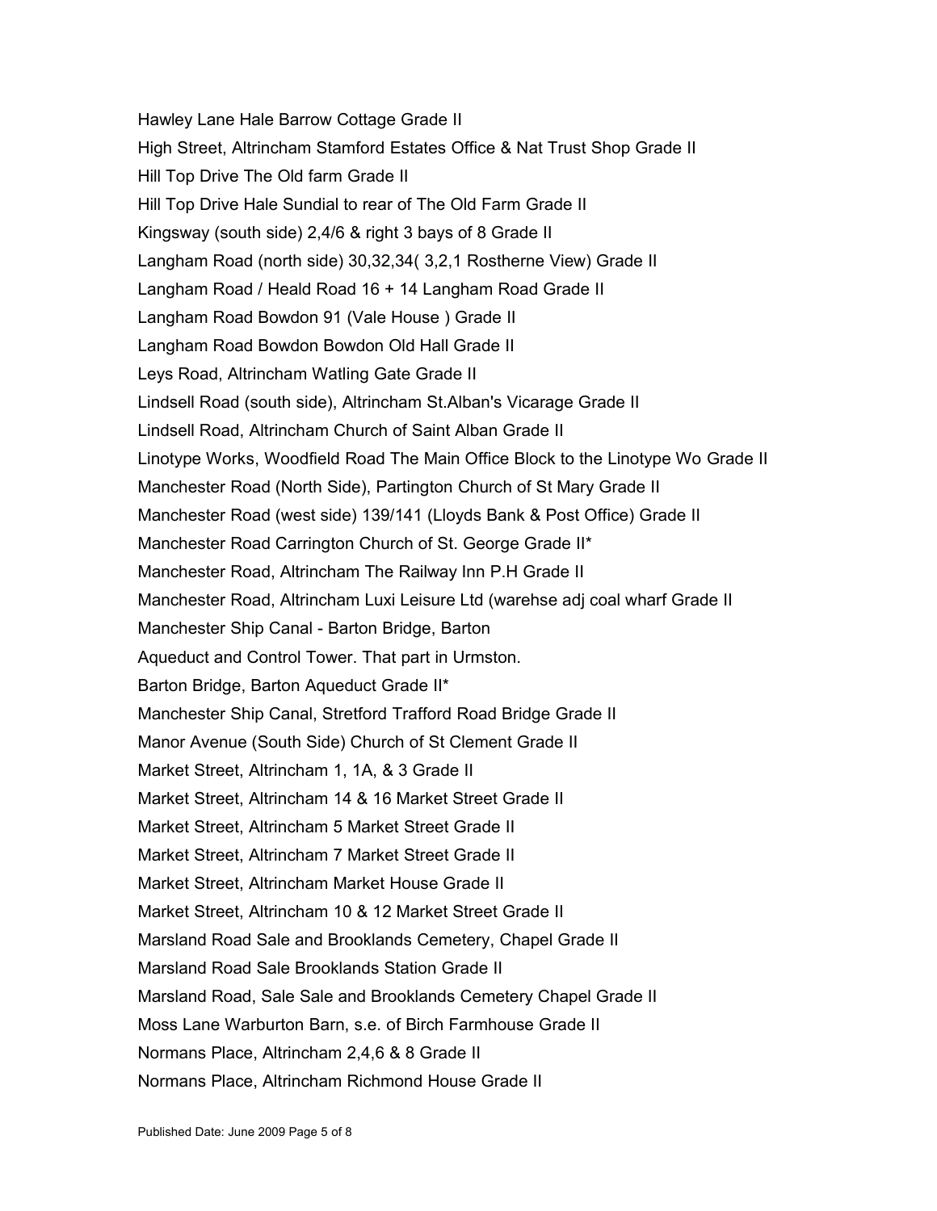Hawley Lane Hale Barrow Cottage Grade II

High Street, Altrincham Stamford Estates Office & Nat Trust Shop Grade II

Hill Top Drive The Old farm Grade II

Hill Top Drive Hale Sundial to rear of The Old Farm Grade II

Kingsway (south side) 2,4/6 & right 3 bays of 8 Grade II

Langham Road (north side) 30,32,34( 3,2,1 Rostherne View) Grade II

Langham Road / Heald Road 16 + 14 Langham Road Grade II

Langham Road Bowdon 91 (Vale House ) Grade II

Langham Road Bowdon Bowdon Old Hall Grade II

Leys Road, Altrincham Watling Gate Grade II

Lindsell Road (south side), Altrincham St.Alban's Vicarage Grade II

Lindsell Road, Altrincham Church of Saint Alban Grade II

Linotype Works, Woodfield Road The Main Office Block to the Linotype Wo Grade II

Manchester Road (North Side), Partington Church of St Mary Grade II

Manchester Road (west side) 139/141 (Lloyds Bank & Post Office) Grade II

Manchester Road Carrington Church of St. George Grade II*

Manchester Road, Altrincham The Railway Inn P.H Grade II

Manchester Road, Altrincham Luxi Leisure Ltd (warehse adj coal wharf Grade II

Manchester Ship Canal - Barton Bridge, Barton

Aqueduct and Control Tower. That part in Urmston.

Barton Bridge, Barton Aqueduct Grade II*

Manchester Ship Canal, Stretford Trafford Road Bridge Grade II

Manor Avenue (South Side) Church of St Clement Grade II

Market Street, Altrincham 1, 1A, & 3 Grade II

Market Street, Altrincham 14 & 16 Market Street Grade II

Market Street, Altrincham 5 Market Street Grade II

Market Street, Altrincham 7 Market Street Grade II

Market Street, Altrincham Market House Grade II

Market Street, Altrincham 10 & 12 Market Street Grade II

Marsland Road Sale and Brooklands Cemetery, Chapel Grade II

Marsland Road Sale Brooklands Station Grade II

Marsland Road, Sale Sale and Brooklands Cemetery Chapel Grade II

Moss Lane Warburton Barn, s.e. of Birch Farmhouse Grade II

Normans Place, Altrincham 2,4,6 & 8 Grade II

Normans Place, Altrincham Richmond House Grade II

Published Date: June 2009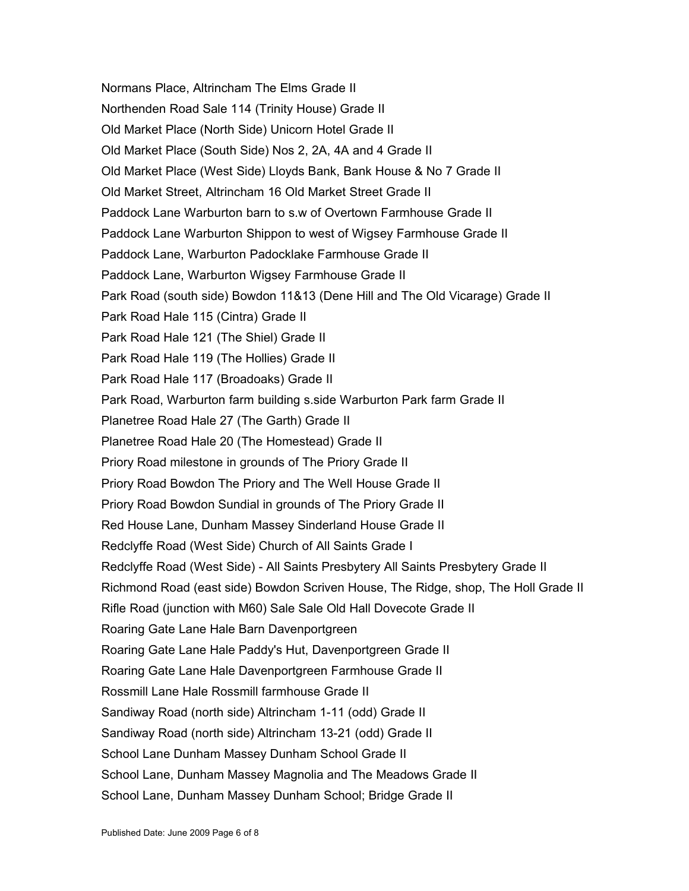Normans Place, Altrincham The Elms Grade II

Northenden Road Sale 114 (Trinity House) Grade II

Old Market Place (North Side) Unicorn Hotel Grade II

Old Market Place (South Side) Nos 2, 2A, 4A and 4 Grade II

Old Market Place (West Side) Lloyds Bank, Bank House & No 7 Grade II

Old Market Street, Altrincham 16 Old Market Street Grade II

Paddock Lane Warburton barn to s.w of Overtown Farmhouse Grade II

Paddock Lane Warburton Shippon to west of Wigsey Farmhouse Grade II

Paddock Lane, Warburton Padocklake Farmhouse Grade II

Paddock Lane, Warburton Wigsey Farmhouse Grade II

Park Road (south side) Bowdon 11&13 (Dene Hill and The Old Vicarage) Grade II

Park Road Hale 115 (Cintra) Grade II

Park Road Hale 121 (The Shiel) Grade II

Park Road Hale 119 (The Hollies) Grade II

Park Road Hale 117 (Broadoaks) Grade II

Park Road, Warburton farm building s.side Warburton Park farm Grade II

Planetree Road Hale 27 (The Garth) Grade II

Planetree Road Hale 20 (The Homestead) Grade II

Priory Road milestone in grounds of The Priory Grade II

Priory Road Bowdon The Priory and The Well House Grade II

Priory Road Bowdon Sundial in grounds of The Priory Grade II

Red House Lane, Dunham Massey Sinderland House Grade II

Redclyffe Road (West Side) Church of All Saints Grade I

Redclyffe Road (West Side) - All Saints Presbytery All Saints Presbytery Grade II

Richmond Road (east side) Bowdon Scriven House, The Ridge, shop, The Holl Grade II

Rifle Road (junction with M60) Sale Sale Old Hall Dovecote Grade II

Roaring Gate Lane Hale Barn Davenportgreen

Roaring Gate Lane Hale Paddy's Hut, Davenportgreen Grade II

Roaring Gate Lane Hale Davenportgreen Farmhouse Grade II

Rossmill Lane Hale Rossmill farmhouse Grade II

Sandiway Road (north side) Altrincham 1-11 (odd) Grade II

Sandiway Road (north side) Altrincham 13-21 (odd) Grade II

School Lane Dunham Massey Dunham School Grade II

School Lane, Dunham Massey Magnolia and The Meadows Grade II

School Lane, Dunham Massey Dunham School; Bridge Grade II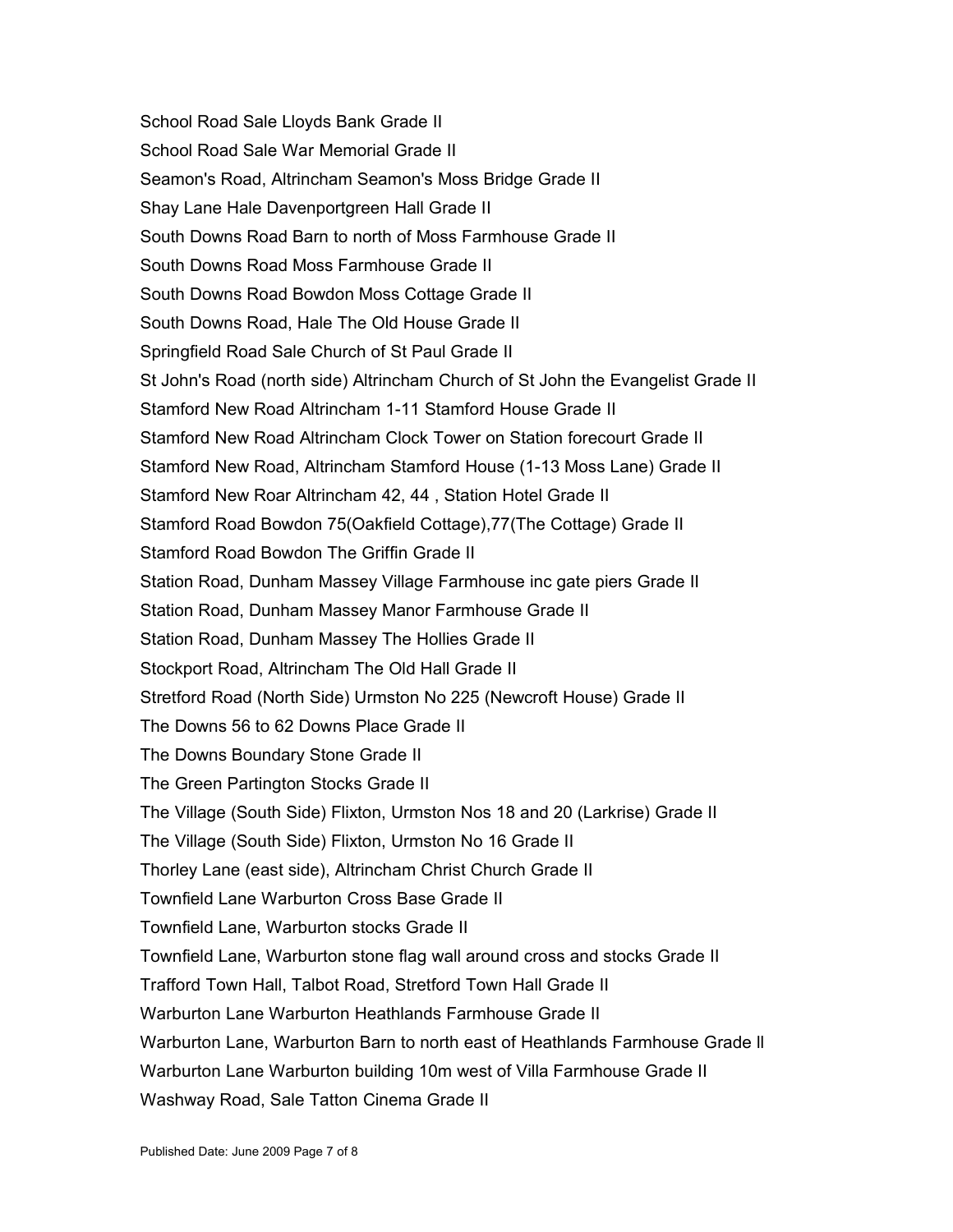School Road Sale Lloyds Bank Grade II

School Road Sale War Memorial Grade II

Seamon's Road, Altrincham Seamon's Moss Bridge Grade II

Shay Lane Hale Davenportgreen Hall Grade II

South Downs Road Barn to north of Moss Farmhouse Grade II

South Downs Road Moss Farmhouse Grade II

South Downs Road Bowdon Moss Cottage Grade II

South Downs Road, Hale The Old House Grade II

Springfield Road Sale Church of St Paul Grade II

St John's Road (north side) Altrincham Church of St John the Evangelist Grade II

Stamford New Road Altrincham 1-11 Stamford House Grade II

Stamford New Road Altrincham Clock Tower on Station forecourt Grade II

Stamford New Road, Altrincham Stamford House (1-13 Moss Lane) Grade II

Stamford New Roar Altrincham 42, 44 , Station Hotel Grade II

Stamford Road Bowdon 75(Oakfield Cottage),77(The Cottage) Grade II

Stamford Road Bowdon The Griffin Grade II

Station Road, Dunham Massey Village Farmhouse inc gate piers Grade II

Station Road, Dunham Massey Manor Farmhouse Grade II

Station Road, Dunham Massey The Hollies Grade II

Stockport Road, Altrincham The Old Hall Grade II

Stretford Road (North Side) Urmston No 225 (Newcroft House) Grade II

The Downs 56 to 62 Downs Place Grade II

The Downs Boundary Stone Grade II

The Green Partington Stocks Grade II

The Village (South Side) Flixton, Urmston Nos 18 and 20 (Larkrise) Grade II

The Village (South Side) Flixton, Urmston No 16 Grade II

Thorley Lane (east side), Altrincham Christ Church Grade II

Townfield Lane Warburton Cross Base Grade II

Townfield Lane, Warburton stocks Grade II

Townfield Lane, Warburton stone flag wall around cross and stocks Grade II

Trafford Town Hall, Talbot Road, Stretford Town Hall Grade II

Warburton Lane Warburton Heathlands Farmhouse Grade II

Warburton Lane, Warburton Barn to north east of Heathlands Farmhouse Grade ll

Warburton Lane Warburton building 10m west of Villa Farmhouse Grade II

Washway Road, Sale Tatton Cinema Grade II

Published Date: June 2009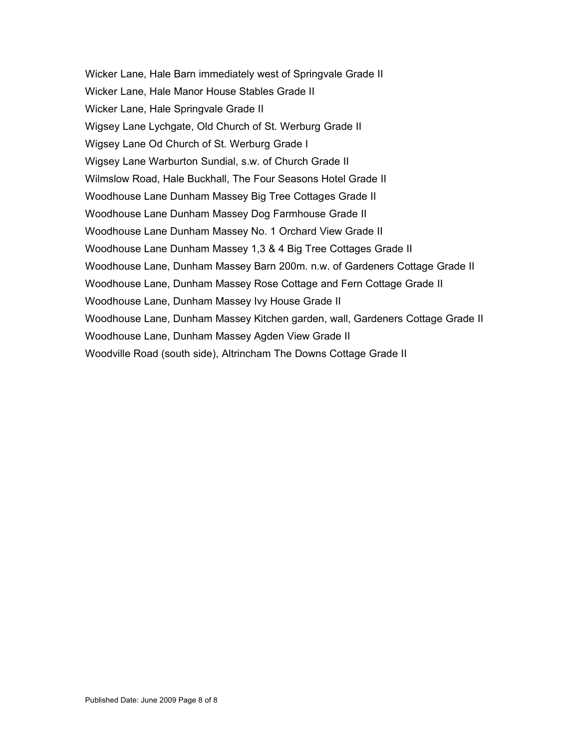Wicker Lane, Hale Barn immediately west of Springvale Grade II

Wicker Lane, Hale Manor House Stables Grade II

Wicker Lane, Hale Springvale Grade II

Wigsey Lane Lychgate, Old Church of St. Werburg Grade II

Wigsey Lane Od Church of St. Werburg Grade I

Wigsey Lane Warburton Sundial, s.w. of Church Grade II

Wilmslow Road, Hale Buckhall, The Four Seasons Hotel Grade II

Woodhouse Lane Dunham Massey Big Tree Cottages Grade II

Woodhouse Lane Dunham Massey Dog Farmhouse Grade II

Woodhouse Lane Dunham Massey No. 1 Orchard View Grade II

Woodhouse Lane Dunham Massey 1,3 & 4 Big Tree Cottages Grade II

Woodhouse Lane, Dunham Massey Barn 200m. n.w. of Gardeners Cottage Grade II

Woodhouse Lane, Dunham Massey Rose Cottage and Fern Cottage Grade II

Woodhouse Lane, Dunham Massey Ivy House Grade II

Woodhouse Lane, Dunham Massey Kitchen garden, wall, Gardeners Cottage Grade II

Woodhouse Lane, Dunham Massey Agden View Grade II

Woodville Road (south side), Altrincham The Downs Cottage Grade II

Published Date: June 2009